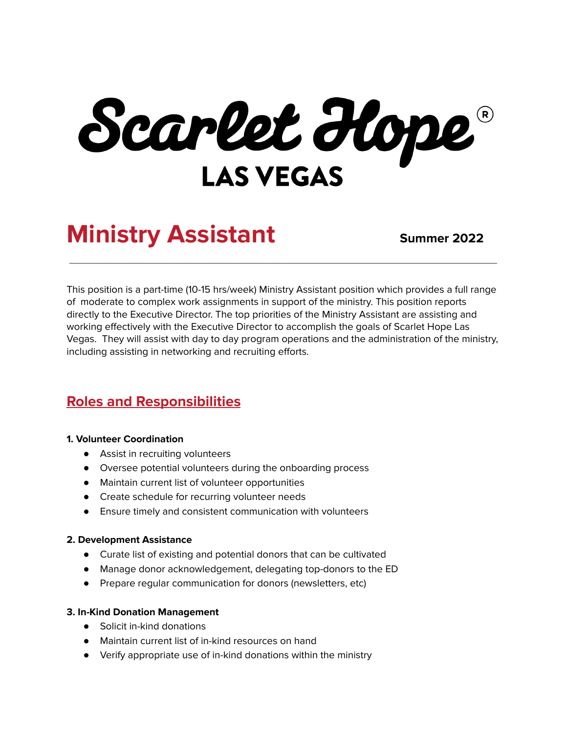# Scarlet Hope® LAS VEGAS

# Ministry Assistant

**Summer 2022**

---

This position is a part-time (10-15 hrs/week) Ministry Assistant position which provides a full range of moderate to complex work assignments in support of the ministry. This position reports directly to the Executive Director. The top priorities of the Ministry Assistant are assisting and working effectively with the Executive Director to accomplish the goals of Scarlet Hope Las Vegas. They will assist with day to day program operations and the administration of the ministry, including assisting in networking and recruiting efforts.

## Roles and Responsibilities

**1. Volunteer Coordination**

- Assist in recruiting volunteers
- Oversee potential volunteers during the onboarding process
- Maintain current list of volunteer opportunities
- Create schedule for recurring volunteer needs
- Ensure timely and consistent communication with volunteers

**2. Development Assistance**

- Curate list of existing and potential donors that can be cultivated
- Manage donor acknowledgement, delegating top-donors to the ED
- Prepare regular communication for donors (newsletters, etc)

**3. In-Kind Donation Management**

- Solicit in-kind donations
- Maintain current list of in-kind resources on hand
- Verify appropriate use of in-kind donations within the ministry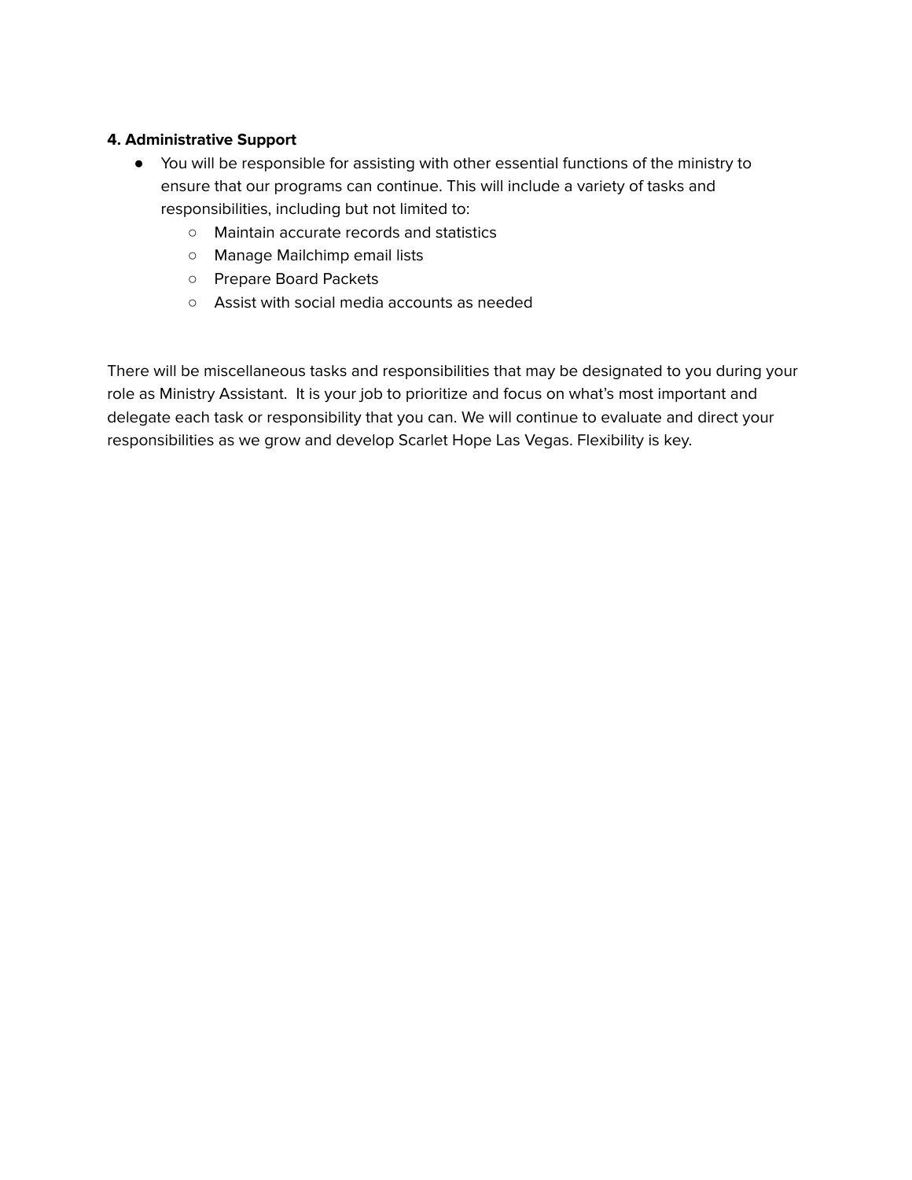**4. Administrative Support**

- You will be responsible for assisting with other essential functions of the ministry to ensure that our programs can continue. This will include a variety of tasks and responsibilities, including but not limited to:
    - Maintain accurate records and statistics
    - Manage Mailchimp email lists
    - Prepare Board Packets
    - Assist with social media accounts as needed

There will be miscellaneous tasks and responsibilities that may be designated to you during your role as Ministry Assistant. It is your job to prioritize and focus on what's most important and delegate each task or responsibility that you can. We will continue to evaluate and direct your responsibilities as we grow and develop Scarlet Hope Las Vegas. Flexibility is key.